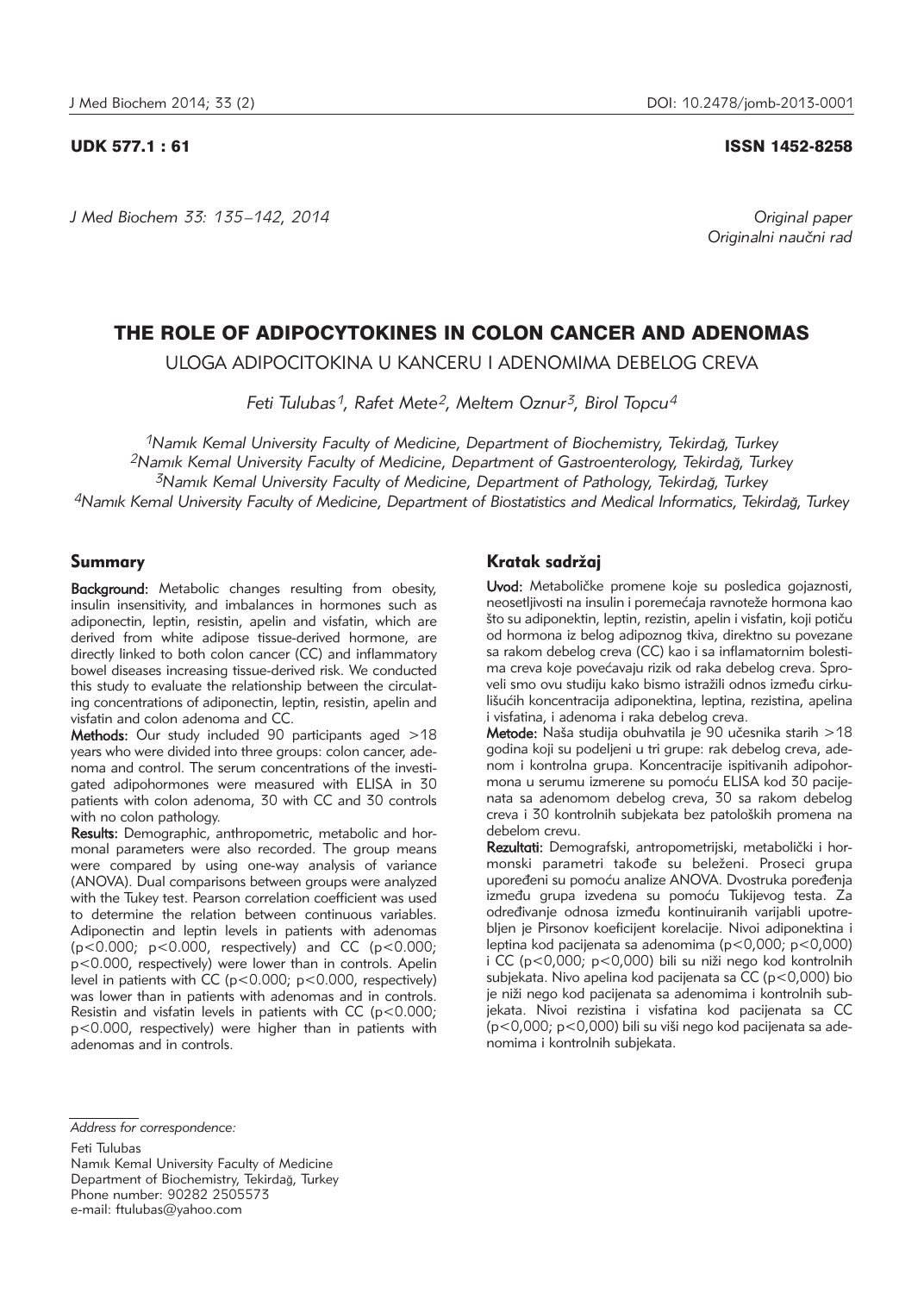UDK 577.1 : 61

ISSN 1452-8258

Original paper
Originalni naučni rad

# THE ROLE OF ADIPOCYTOKINES IN COLON CANCER AND ADENOMAS

## ULOGA ADIPOCITOKINA U KANCERU I ADENOMIMA DEBELOG CREVA

*Feti Tulubas[1], Rafet Mete[2], Meltem Oznur[3], Birol Topcu[4]*

[1]*Namık Kemal University Faculty of Medicine, Department of Biochemistry, Tekirdağ, Turkey*
[2]*Namık Kemal University Faculty of Medicine, Department of Gastroenterology, Tekirdağ, Turkey*
[3]*Namık Kemal University Faculty of Medicine, Department of Pathology, Tekirdağ, Turkey*
[4]*Namık Kemal University Faculty of Medicine, Department of Biostatistics and Medical Informatics, Tekirdağ, Turkey*

### Summary

**Background:** Metabolic changes resulting from obesity, insulin insensitivity, and imbalances in hormones such as adiponectin, leptin, resistin, apelin and visfatin, which are derived from white adipose tissue-derived hormone, are directly linked to both colon cancer (CC) and inflammatory bowel diseases increasing tissue-derived risk. We conducted this study to evaluate the relationship between the circulating concentrations of adiponectin, leptin, resistin, apelin and visfatin and colon adenoma and CC.

**Methods:** Our study included 90 participants aged >18 years who were divided into three groups: colon cancer, adenoma and control. The serum concentrations of the investigated adipohormones were measured with ELISA in 30 patients with colon adenoma, 30 with CC and 30 controls with no colon pathology.

**Results:** Demographic, anthropometric, metabolic and hormonal parameters were also recorded. The group means were compared by using one-way analysis of variance (ANOVA). Dual comparisons between groups were analyzed with the Tukey test. Pearson correlation coefficient was used to determine the relation between continuous variables. Adiponectin and leptin levels in patients with adenomas ($p<0.000$; $p<0.000$, respectively) and CC ($p<0.000$; $p<0.000$, respectively) were lower than in controls. Apelin level in patients with CC ($p<0.000$; $p<0.000$, respectively) was lower than in patients with adenomas and in controls. Resistin and visfatin levels in patients with CC ($p<0.000$; $p<0.000$, respectively) were higher than in patients with adenomas and in controls.

### Kratak sadržaj

**Uvod:** Metaboličke promene koje su posledica gojaznosti, neosetljivosti na insulin i poremećaja ravnoteže hormona kao što su adiponektin, leptin, rezistin, apelin i visfatin, koji potiču od hormona iz belog adipoznog tkiva, direktno su povezane sa rakom debelog creva (CC) kao i sa inflamatornim bolestima creva koje povećavaju rizik od raka debelog creva. Sproveli smo ovu studiju kako bismo istražili odnos između cirkulišućih koncentracija adiponektina, leptina, rezistina, apelina i visfatina, i adenoma i raka debelog creva.

**Metode:** Naša studija obuhvatila je 90 učesnika starih >18 godina koji su podeljeni u tri grupe: rak debelog creva, adenom i kontrolna grupa. Koncentracije ispitivanih adipohormona u serumu izmerene su pomoću ELISA kod 30 pacijenata sa adenomom debelog creva, 30 sa rakom debelog creva i 30 kontrolnih subjekata bez patoloških promena na debelom crevu.

**Rezultati:** Demografski, antropometrijski, metabolički i hormonski parametri takođe su beleženi. Proseci grupa upoređeni su pomoću analize ANOVA. Dvostruka poređenja između grupa izvedena su pomoću Tukijevog testa. Za određivanje odnosa između kontinuiranih varijabli upotrebljen je Pirsonov koeficijent korelacije. Nivoi adiponektina i leptina kod pacijenata sa adenomima ($p<0,000$; $p<0,000$) i CC ($p<0,000$; $p<0,000$) bili su niži nego kod kontrolnih subjekata. Nivo apelina kod pacijenata sa CC ($p<0,000$) bio je niži nego kod pacijenata sa adenomima i kontrolnih subjekata. Nivoi rezistina i visfatina kod pacijenata sa CC ($p<0,000$; $p<0,000$) bili su viši nego kod pacijenata sa adenomima i kontrolnih subjekata.

*Address for correspondence:*

Feti Tulubas
Namık Kemal University Faculty of Medicine
Department of Biochemistry, Tekirdağ, Turkey
Phone number: 90282 2505573
e-mail: ftulubas@yahoo.com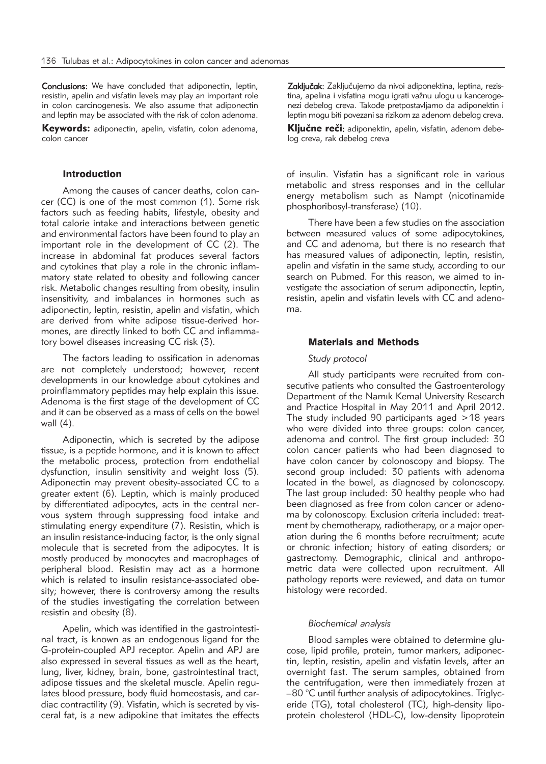**Conclusions:** We have concluded that adiponectin, leptin, resistin, apelin and visfatin levels may play an important role in colon carcinogenesis. We also assume that adiponectin and leptin may be associated with the risk of colon adenoma.

**Keywords:** adiponectin, apelin, visfatin, colon adenoma, colon cancer

**Zaključak:** Zaključujemo da nivoi adiponektina, leptina, rezistina, apelina i visfatina mogu igrati važnu ulogu u kancerogenezi debelog creva. Takođe pretpostavljamo da adiponektin i leptin mogu biti povezani sa rizikom za adenom debelog creva.

**Ključne reči:** adiponektin, apelin, visfatin, adenom debelog creva, rak debelog creva

## Introduction

Among the causes of cancer deaths, colon cancer (CC) is one of the most common (1). Some risk factors such as feeding habits, lifestyle, obesity and total calorie intake and interactions between genetic and environmental factors have been found to play an important role in the development of CC (2). The increase in abdominal fat produces several factors and cytokines that play a role in the chronic inflammatory state related to obesity and following cancer risk. Metabolic changes resulting from obesity, insulin insensitivity, and imbalances in hormones such as adiponectin, leptin, resistin, apelin and visfatin, which are derived from white adipose tissue-derived hormones, are directly linked to both CC and inflammatory bowel diseases increasing CC risk (3).

The factors leading to ossification in adenomas are not completely understood; however, recent developments in our knowledge about cytokines and proinflammatory peptides may help explain this issue. Adenoma is the first stage of the development of CC and it can be observed as a mass of cells on the bowel wall (4).

Adiponectin, which is secreted by the adipose tissue, is a peptide hormone, and it is known to affect the metabolic process, protection from endothelial dysfunction, insulin sensitivity and weight loss (5). Adiponectin may prevent obesity-associated CC to a greater extent (6). Leptin, which is mainly produced by differentiated adipocytes, acts in the central nervous system through suppressing food intake and stimulating energy expenditure (7). Resistin, which is an insulin resistance-inducing factor, is the only signal molecule that is secreted from the adipocytes. It is mostly produced by monocytes and macrophages of peripheral blood. Resistin may act as a hormone which is related to insulin resistance-associated obesity; however, there is controversy among the results of the studies investigating the correlation between resistin and obesity (8).

Apelin, which was identified in the gastrointestinal tract, is known as an endogenous ligand for the G-protein-coupled APJ receptor. Apelin and APJ are also expressed in several tissues as well as the heart, lung, liver, kidney, brain, bone, gastrointestinal tract, adipose tissues and the skeletal muscle. Apelin regulates blood pressure, body fluid homeostasis, and cardiac contractility (9). Visfatin, which is secreted by visceral fat, is a new adipokine that imitates the effects of insulin. Visfatin has a significant role in various metabolic and stress responses and in the cellular energy metabolism such as Nampt (nicotinamide phosphoribosyl-transferase) (10).

There have been a few studies on the association between measured values of some adipocytokines, and CC and adenoma, but there is no research that has measured values of adiponectin, leptin, resistin, apelin and visfatin in the same study, according to our search on Pubmed. For this reason, we aimed to investigate the association of serum adiponectin, leptin, resistin, apelin and visfatin levels with CC and adenoma.

## Materials and Methods

### *Study protocol*

All study participants were recruited from consecutive patients who consulted the Gastroenterology Department of the Namık Kemal University Research and Practice Hospital in May 2011 and April 2012. The study included 90 participants aged >18 years who were divided into three groups: colon cancer, adenoma and control. The first group included: 30 colon cancer patients who had been diagnosed to have colon cancer by colonoscopy and biopsy. The second group included: 30 patients with adenoma located in the bowel, as diagnosed by colonoscopy. The last group included: 30 healthy people who had been diagnosed as free from colon cancer or adenoma by colonoscopy. Exclusion criteria included: treatment by chemotherapy, radiotherapy, or a major operation during the 6 months before recruitment; acute or chronic infection; history of eating disorders; or gastrectomy. Demographic, clinical and anthropometric data were collected upon recruitment. All pathology reports were reviewed, and data on tumor histology were recorded.

### *Biochemical analysis*

Blood samples were obtained to determine glucose, lipid profile, protein, tumor markers, adiponectin, leptin, resistin, apelin and visfatin levels, after an overnight fast. The serum samples, obtained from the centrifugation, were then immediately frozen at –80 °C until further analysis of adipocytokines. Triglyceride (TG), total cholesterol (TC), high-density lipoprotein cholesterol (HDL-C), low-density lipoprotein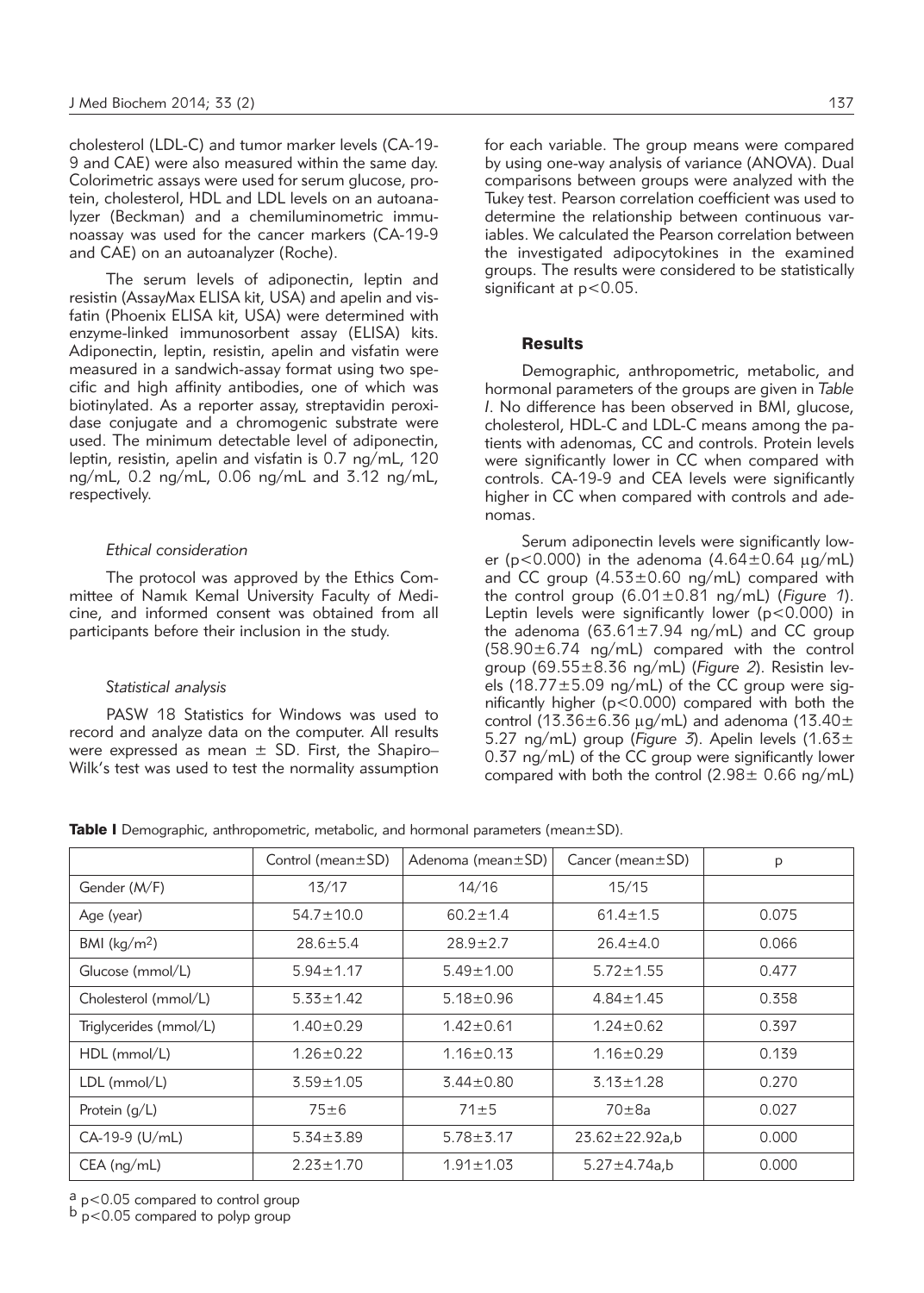cholesterol (LDL-C) and tumor marker levels (CA-19-9 and CAE) were also measured within the same day. Colorimetric assays were used for serum glucose, protein, cholesterol, HDL and LDL levels on an autoanalyzer (Beckman) and a chemiluminometric immunoassay was used for the cancer markers (CA-19-9 and CAE) on an autoanalyzer (Roche).

The serum levels of adiponectin, leptin and resistin (AssayMax ELISA kit, USA) and apelin and visfatin (Phoenix ELISA kit, USA) were determined with enzyme-linked immunosorbent assay (ELISA) kits. Adiponectin, leptin, resistin, apelin and visfatin were measured in a sandwich-assay format using two specific and high affinity antibodies, one of which was biotinylated. As a reporter assay, streptavidin peroxidase conjugate and a chromogenic substrate were used. The minimum detectable level of adiponectin, leptin, resistin, apelin and visfatin is 0.7 ng/mL, 120 ng/mL, 0.2 ng/mL, 0.06 ng/mL and 3.12 ng/mL, respectively.

### *Ethical consideration*

The protocol was approved by the Ethics Committee of Namık Kemal University Faculty of Medicine, and informed consent was obtained from all participants before their inclusion in the study.

### *Statistical analysis*

PASW 18 Statistics for Windows was used to record and analyze data on the computer. All results were expressed as mean ± SD. First, the Shapiro–Wilk's test was used to test the normality assumption for each variable. The group means were compared by using one-way analysis of variance (ANOVA). Dual comparisons between groups were analyzed with the Tukey test. Pearson correlation coefficient was used to determine the relationship between continuous variables. We calculated the Pearson correlation between the investigated adipocytokines in the examined groups. The results were considered to be statistically significant at $p<0.05$.

## Results

Demographic, anthropometric, metabolic, and hormonal parameters of the groups are given in *Table I*. No difference has been observed in BMI, glucose, cholesterol, HDL-C and LDL-C means among the patients with adenomas, CC and controls. Protein levels were significantly lower in CC when compared with controls. CA-19-9 and CEA levels were significantly higher in CC when compared with controls and adenomas.

Serum adiponectin levels were significantly lower ($p<0.000$) in the adenoma (4.64±0.64 μg/mL) and CC group (4.53±0.60 ng/mL) compared with the control group (6.01±0.81 ng/mL) (*Figure 1*). Leptin levels were significantly lower ($p<0.000$) in the adenoma (63.61±7.94 ng/mL) and CC group (58.90±6.74 ng/mL) compared with the control group (69.55±8.36 ng/mL) (*Figure 2*). Resistin levels (18.77±5.09 ng/mL) of the CC group were significantly higher ($p<0.000$) compared with both the control (13.36±6.36 μg/mL) and adenoma (13.40±5.27 ng/mL) group (*Figure 3*). Apelin levels (1.63±0.37 ng/mL) of the CC group were significantly lower compared with both the control (2.98± 0.66 ng/mL)

**Table I** Demographic, anthropometric, metabolic, and hormonal parameters (mean±SD).

| | Control (mean±SD) | Adenoma (mean±SD) | Cancer (mean±SD) | p |
|---|---|---|---|---|
| Gender (M/F) | 13/17 | 14/16 | 15/15 | |
| Age (year) | 54.7±10.0 | 60.2±1.4 | 61.4±1.5 | 0.075 |
| BMI (kg/m$^2$) | 28.6±5.4 | 28.9±2.7 | 26.4±4.0 | 0.066 |
| Glucose (mmol/L) | 5.94±1.17 | 5.49±1.00 | 5.72±1.55 | 0.477 |
| Cholesterol (mmol/L) | 5.33±1.42 | 5.18±0.96 | 4.84±1.45 | 0.358 |
| Triglycerides (mmol/L) | 1.40±0.29 | 1.42±0.61 | 1.24±0.62 | 0.397 |
| HDL (mmol/L) | 1.26±0.22 | 1.16±0.13 | 1.16±0.29 | 0.139 |
| LDL (mmol/L) | 3.59±1.05 | 3.44±0.80 | 3.13±1.28 | 0.270 |
| Protein (g/L) | 75±6 | 71±5 | 70±8a | 0.027 |
| CA-19-9 (U/mL) | 5.34±3.89 | 5.78±3.17 | 23.62±22.92a,b | 0.000 |
| CEA (ng/mL) | 2.23±1.70 | 1.91±1.03 | 5.27±4.74a,b | 0.000 |

[a] $p<0.05$ compared to control group
[b] $p<0.05$ compared to polyp group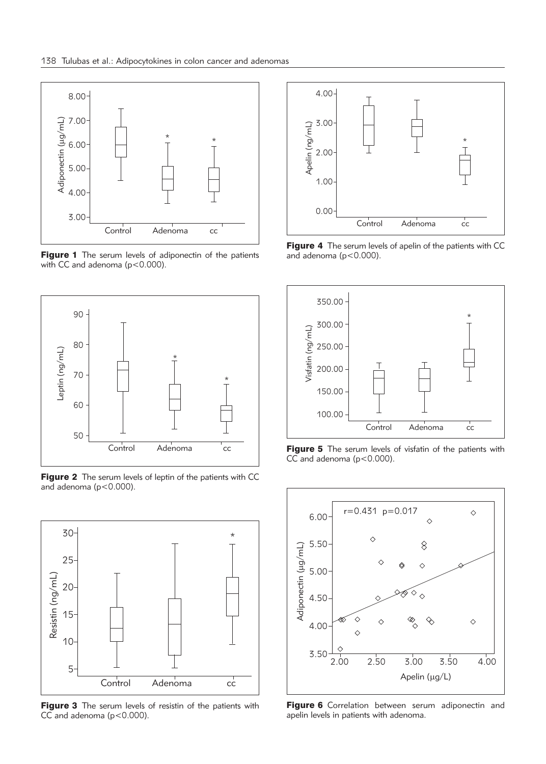Figure 1 The serum levels of adiponectin of the patients with CC and adenoma (p<0.000).

Figure 2 The serum levels of leptin of the patients with CC and adenoma (p<0.000).

Figure 3 The serum levels of resistin of the patients with CC and adenoma (p<0.000).

Figure 4 The serum levels of apelin of the patients with CC and adenoma (p<0.000).

Figure 5 The serum levels of visfatin of the patients with CC and adenoma (p<0.000).

Figure 6 Correlation between serum adiponectin and apelin levels in patients with adenoma.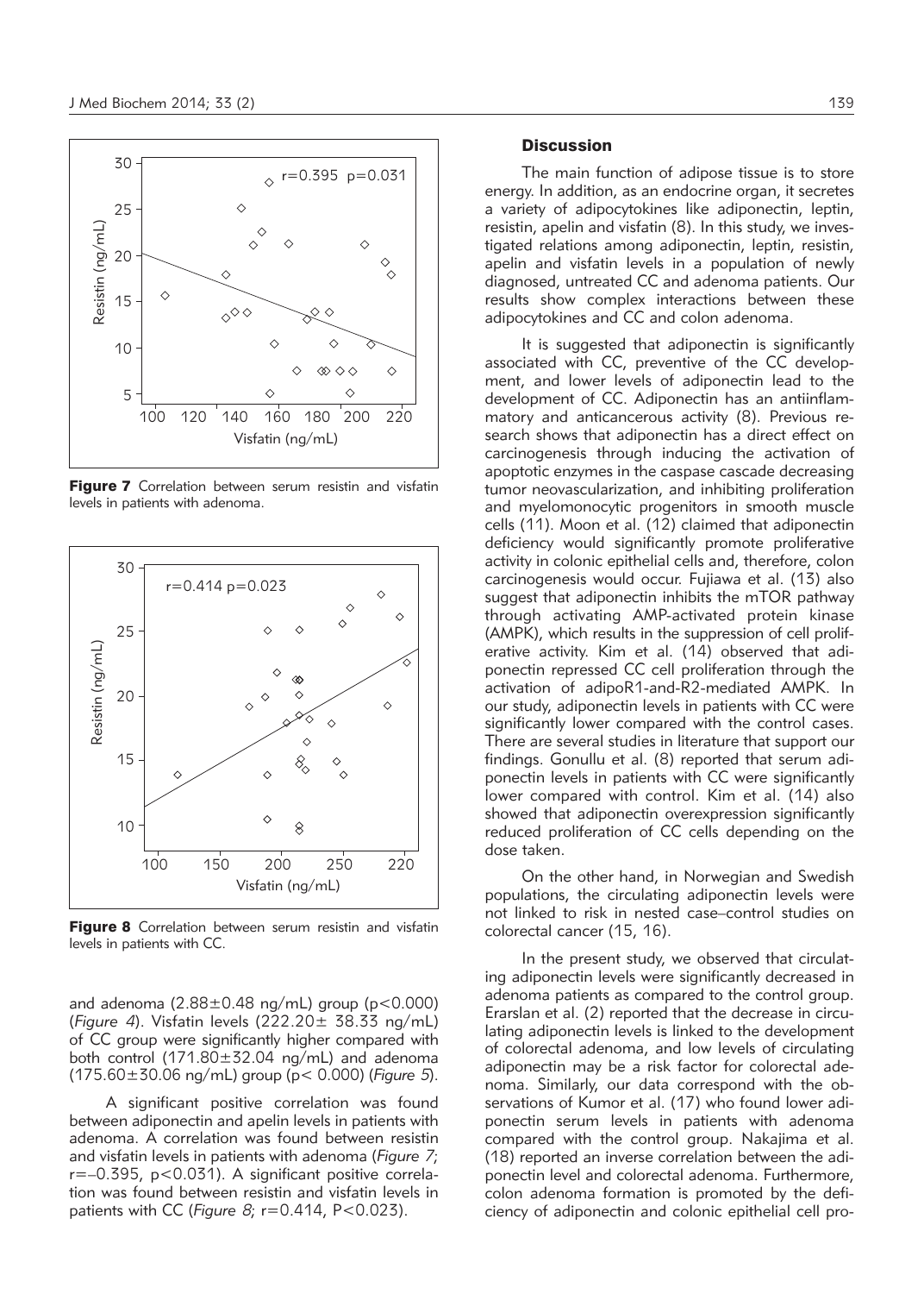Figure 7 Correlation between serum resistin and visfatin levels in patients with adenoma.

Figure 8 Correlation between serum resistin and visfatin levels in patients with CC.

and adenoma (2.88±0.48 ng/mL) group ($p<0.000$) (*Figure 4*). Visfatin levels (222.20± 38.33 ng/mL) of CC group were significantly higher compared with both control (171.80±32.04 ng/mL) and adenoma (175.60±30.06 ng/mL) group ($p< 0.000$) (*Figure 5*).

A significant positive correlation was found between adiponectin and apelin levels in patients with adenoma. A correlation was found between resistin and visfatin levels in patients with adenoma (*Figure 7*; $r=-0.395$, $p<0.031$). A significant positive correlation was found between resistin and visfatin levels in patients with CC (*Figure 8*; $r=0.414$, $P<0.023$).

## Discussion

The main function of adipose tissue is to store energy. In addition, as an endocrine organ, it secretes a variety of adipocytokines like adiponectin, leptin, resistin, apelin and visfatin (8). In this study, we investigated relations among adiponectin, leptin, resistin, apelin and visfatin levels in a population of newly diagnosed, untreated CC and adenoma patients. Our results show complex interactions between these adipocytokines and CC and colon adenoma.

It is suggested that adiponectin is significantly associated with CC, preventive of the CC development, and lower levels of adiponectin lead to the development of CC. Adiponectin has an antiinflammatory and anticancerous activity (8). Previous research shows that adiponectin has a direct effect on carcinogenesis through inducing the activation of apoptotic enzymes in the caspase cascade decreasing tumor neovascularization, and inhibiting proliferation and myelomonocytic progenitors in smooth muscle cells (11). Moon et al. (12) claimed that adiponectin deficiency would significantly promote proliferative activity in colonic epithelial cells and, therefore, colon carcinogenesis would occur. Fujiawa et al. (13) also suggest that adiponectin inhibits the mTOR pathway through activating AMP-activated protein kinase (AMPK), which results in the suppression of cell proliferative activity. Kim et al. (14) observed that adiponectin repressed CC cell proliferation through the activation of adipoR1-and-R2-mediated AMPK. In our study, adiponectin levels in patients with CC were significantly lower compared with the control cases. There are several studies in literature that support our findings. Gonullu et al. (8) reported that serum adiponectin levels in patients with CC were significantly lower compared with control. Kim et al. (14) also showed that adiponectin overexpression significantly reduced proliferation of CC cells depending on the dose taken.

On the other hand, in Norwegian and Swedish populations, the circulating adiponectin levels were not linked to risk in nested case–control studies on colorectal cancer (15, 16).

In the present study, we observed that circulating adiponectin levels were significantly decreased in adenoma patients as compared to the control group. Erarslan et al. (2) reported that the decrease in circulating adiponectin levels is linked to the development of colorectal adenoma, and low levels of circulating adiponectin may be a risk factor for colorectal adenoma. Similarly, our data correspond with the observations of Kumor et al. (17) who found lower adiponectin serum levels in patients with adenoma compared with the control group. Nakajima et al. (18) reported an inverse correlation between the adiponectin level and colorectal adenoma. Furthermore, colon adenoma formation is promoted by the deficiency of adiponectin and colonic epithelial cell pro-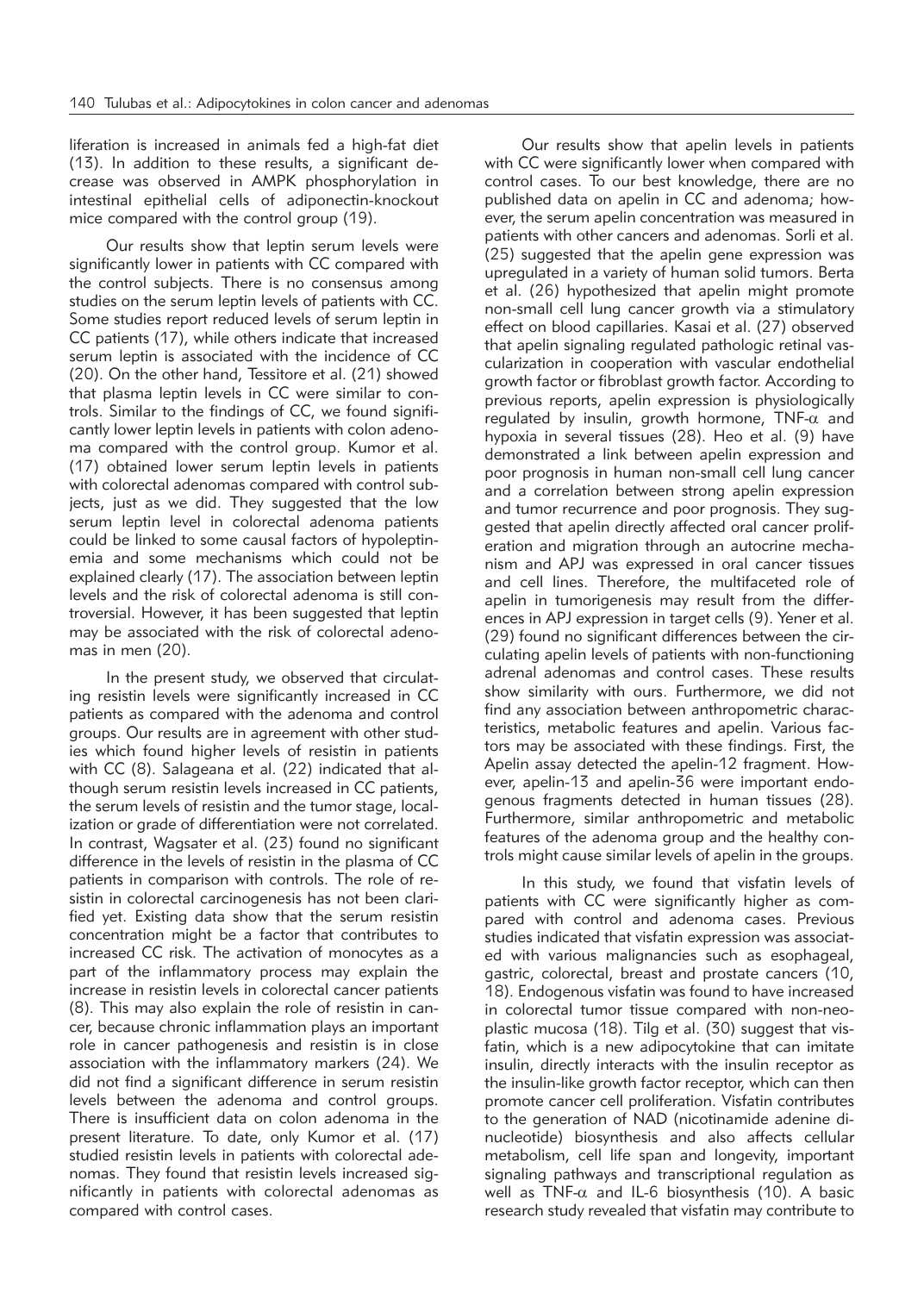liferation is increased in animals fed a high-fat diet (13). In addition to these results, a significant decrease was observed in AMPK phosphorylation in intestinal epithelial cells of adiponectin-knockout mice compared with the control group (19).

Our results show that leptin serum levels were significantly lower in patients with CC compared with the control subjects. There is no consensus among studies on the serum leptin levels of patients with CC. Some studies report reduced levels of serum leptin in CC patients (17), while others indicate that increased serum leptin is associated with the incidence of CC (20). On the other hand, Tessitore et al. (21) showed that plasma leptin levels in CC were similar to controls. Similar to the findings of CC, we found significantly lower leptin levels in patients with colon adenoma compared with the control group. Kumor et al. (17) obtained lower serum leptin levels in patients with colorectal adenomas compared with control subjects, just as we did. They suggested that the low serum leptin level in colorectal adenoma patients could be linked to some causal factors of hypoleptinemia and some mechanisms which could not be explained clearly (17). The association between leptin levels and the risk of colorectal adenoma is still controversial. However, it has been suggested that leptin may be associated with the risk of colorectal adenomas in men (20).

In the present study, we observed that circulating resistin levels were significantly increased in CC patients as compared with the adenoma and control groups. Our results are in agreement with other studies which found higher levels of resistin in patients with CC (8). Salageana et al. (22) indicated that although serum resistin levels increased in CC patients, the serum levels of resistin and the tumor stage, localization or grade of differentiation were not correlated. In contrast, Wagsater et al. (23) found no significant difference in the levels of resistin in the plasma of CC patients in comparison with controls. The role of resistin in colorectal carcinogenesis has not been clarified yet. Existing data show that the serum resistin concentration might be a factor that contributes to increased CC risk. The activation of monocytes as a part of the inflammatory process may explain the increase in resistin levels in colorectal cancer patients (8). This may also explain the role of resistin in cancer, because chronic inflammation plays an important role in cancer pathogenesis and resistin is in close association with the inflammatory markers (24). We did not find a significant difference in serum resistin levels between the adenoma and control groups. There is insufficient data on colon adenoma in the present literature. To date, only Kumor et al. (17) studied resistin levels in patients with colorectal adenomas. They found that resistin levels increased significantly in patients with colorectal adenomas as compared with control cases.

Our results show that apelin levels in patients with CC were significantly lower when compared with control cases. To our best knowledge, there are no published data on apelin in CC and adenoma; however, the serum apelin concentration was measured in patients with other cancers and adenomas. Sorli et al. (25) suggested that the apelin gene expression was upregulated in a variety of human solid tumors. Berta et al. (26) hypothesized that apelin might promote non-small cell lung cancer growth via a stimulatory effect on blood capillaries. Kasai et al. (27) observed that apelin signaling regulated pathologic retinal vascularization in cooperation with vascular endothelial growth factor or fibroblast growth factor. According to previous reports, apelin expression is physiologically regulated by insulin, growth hormone, TNF-$\alpha$ and hypoxia in several tissues (28). Heo et al. (9) have demonstrated a link between apelin expression and poor prognosis in human non-small cell lung cancer and a correlation between strong apelin expression and tumor recurrence and poor prognosis. They suggested that apelin directly affected oral cancer proliferation and migration through an autocrine mechanism and APJ was expressed in oral cancer tissues and cell lines. Therefore, the multifaceted role of apelin in tumorigenesis may result from the differences in APJ expression in target cells (9). Yener et al. (29) found no significant differences between the circulating apelin levels of patients with non-functioning adrenal adenomas and control cases. These results show similarity with ours. Furthermore, we did not find any association between anthropometric characteristics, metabolic features and apelin. Various factors may be associated with these findings. First, the Apelin assay detected the apelin-12 fragment. However, apelin-13 and apelin-36 were important endogenous fragments detected in human tissues (28). Furthermore, similar anthropometric and metabolic features of the adenoma group and the healthy controls might cause similar levels of apelin in the groups.

In this study, we found that visfatin levels of patients with CC were significantly higher as compared with control and adenoma cases. Previous studies indicated that visfatin expression was associated with various malignancies such as esophageal, gastric, colorectal, breast and prostate cancers (10, 18). Endogenous visfatin was found to have increased in colorectal tumor tissue compared with non-neoplastic mucosa (18). Tilg et al. (30) suggest that visfatin, which is a new adipocytokine that can imitate insulin, directly interacts with the insulin receptor as the insulin-like growth factor receptor, which can then promote cancer cell proliferation. Visfatin contributes to the generation of NAD (nicotinamide adenine dinucleotide) biosynthesis and also affects cellular metabolism, cell life span and longevity, important signaling pathways and transcriptional regulation as well as TNF-$\alpha$ and IL-6 biosynthesis (10). A basic research study revealed that visfatin may contribute to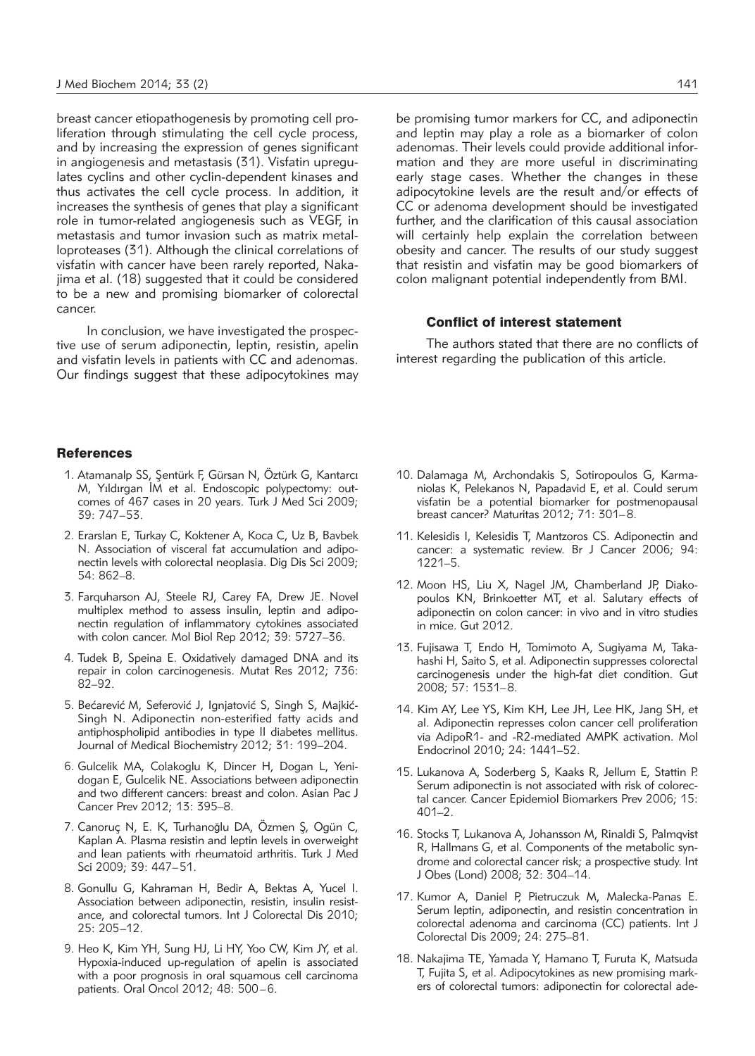breast cancer etiopathogenesis by promoting cell proliferation through stimulating the cell cycle process, and by increasing the expression of genes significant in angiogenesis and metastasis (31). Visfatin upregulates cyclins and other cyclin-dependent kinases and thus activates the cell cycle process. In addition, it increases the synthesis of genes that play a significant role in tumor-related angiogenesis such as VEGF, in metastasis and tumor invasion such as matrix metalloproteases (31). Although the clinical correlations of visfatin with cancer have been rarely reported, Nakajima et al. (18) suggested that it could be considered to be a new and promising biomarker of colorectal cancer.

In conclusion, we have investigated the prospective use of serum adiponectin, leptin, resistin, apelin and visfatin levels in patients with CC and adenomas. Our findings suggest that these adipocytokines may be promising tumor markers for CC, and adiponectin and leptin may play a role as a biomarker of colon adenomas. Their levels could provide additional information and they are more useful in discriminating early stage cases. Whether the changes in these adipocytokine levels are the result and/or effects of CC or adenoma development should be investigated further, and the clarification of this causal association will certainly help explain the correlation between obesity and cancer. The results of our study suggest that resistin and visfatin may be good biomarkers of colon malignant potential independently from BMI.

### Conflict of interest statement

The authors stated that there are no conflicts of interest regarding the publication of this article.

## References

1. Atamanalp SS, Şentürk F, Gürsan N, Öztürk G, Kantarcı M, Yıldırgan İM et al. Endoscopic polypectomy: outcomes of 467 cases in 20 years. Turk J Med Sci 2009; 39: 747–53.
2. Erarslan E, Turkay C, Koktener A, Koca C, Uz B, Bavbek N. Association of visceral fat accumulation and adiponectin levels with colorectal neoplasia. Dig Dis Sci 2009; 54: 862–8.
3. Farquharson AJ, Steele RJ, Carey FA, Drew JE. Novel multiplex method to assess insulin, leptin and adiponectin regulation of inflammatory cytokines associated with colon cancer. Mol Biol Rep 2012; 39: 5727–36.
4. Tudek B, Speina E. Oxidatively damaged DNA and its repair in colon carcinogenesis. Mutat Res 2012; 736: 82–92.
5. Bećarević M, Seferović J, Ignjatović S, Singh S, Majkić-Singh N. Adiponectin non-esterified fatty acids and antiphospholipid antibodies in type II diabetes mellitus. Journal of Medical Biochemistry 2012; 31: 199–204.
6. Gulcelik MA, Colakoglu K, Dincer H, Dogan L, Yenidogan E, Gulcelik NE. Associations between adiponectin and two different cancers: breast and colon. Asian Pac J Cancer Prev 2012; 13: 395–8.
7. Canoruç N, E. K, Turhanoğlu DA, Özmen Ş, Ogün C, Kaplan A. Plasma resistin and leptin levels in overweight and lean patients with rheumatoid arthritis. Turk J Med Sci 2009; 39: 447–51.
8. Gonullu G, Kahraman H, Bedir A, Bektas A, Yucel I. Association between adiponectin, resistin, insulin resistance, and colorectal tumors. Int J Colorectal Dis 2010; 25: 205–12.
9. Heo K, Kim YH, Sung HJ, Li HY, Yoo CW, Kim JY, et al. Hypoxia-induced up-regulation of apelin is associated with a poor prognosis in oral squamous cell carcinoma patients. Oral Oncol 2012; 48: 500–6.
10. Dalamaga M, Archondakis S, Sotiropoulos G, Karmaniolas K, Pelekanos N, Papadavid E, et al. Could serum visfatin be a potential biomarker for postmenopausal breast cancer? Maturitas 2012; 71: 301–8.
11. Kelesidis I, Kelesidis T, Mantzoros CS. Adiponectin and cancer: a systematic review. Br J Cancer 2006; 94: 1221–5.
12. Moon HS, Liu X, Nagel JM, Chamberland JP, Diakopoulos KN, Brinkoetter MT, et al. Salutary effects of adiponectin on colon cancer: in vivo and in vitro studies in mice. Gut 2012.
13. Fujisawa T, Endo H, Tomimoto A, Sugiyama M, Takahashi H, Saito S, et al. Adiponectin suppresses colorectal carcinogenesis under the high-fat diet condition. Gut 2008; 57: 1531–8.
14. Kim AY, Lee YS, Kim KH, Lee JH, Lee HK, Jang SH, et al. Adiponectin represses colon cancer cell proliferation via AdipoR1- and -R2-mediated AMPK activation. Mol Endocrinol 2010; 24: 1441–52.
15. Lukanova A, Soderberg S, Kaaks R, Jellum E, Stattin P. Serum adiponectin is not associated with risk of colorectal cancer. Cancer Epidemiol Biomarkers Prev 2006; 15: 401–2.
16. Stocks T, Lukanova A, Johansson M, Rinaldi S, Palmqvist R, Hallmans G, et al. Components of the metabolic syndrome and colorectal cancer risk; a prospective study. Int J Obes (Lond) 2008; 32: 304–14.
17. Kumor A, Daniel P, Pietruczuk M, Malecka-Panas E. Serum leptin, adiponectin, and resistin concentration in colorectal adenoma and carcinoma (CC) patients. Int J Colorectal Dis 2009; 24: 275–81.
18. Nakajima TE, Yamada Y, Hamano T, Furuta K, Matsuda T, Fujita S, et al. Adipocytokines as new promising markers of colorectal tumors: adiponectin for colorectal ade-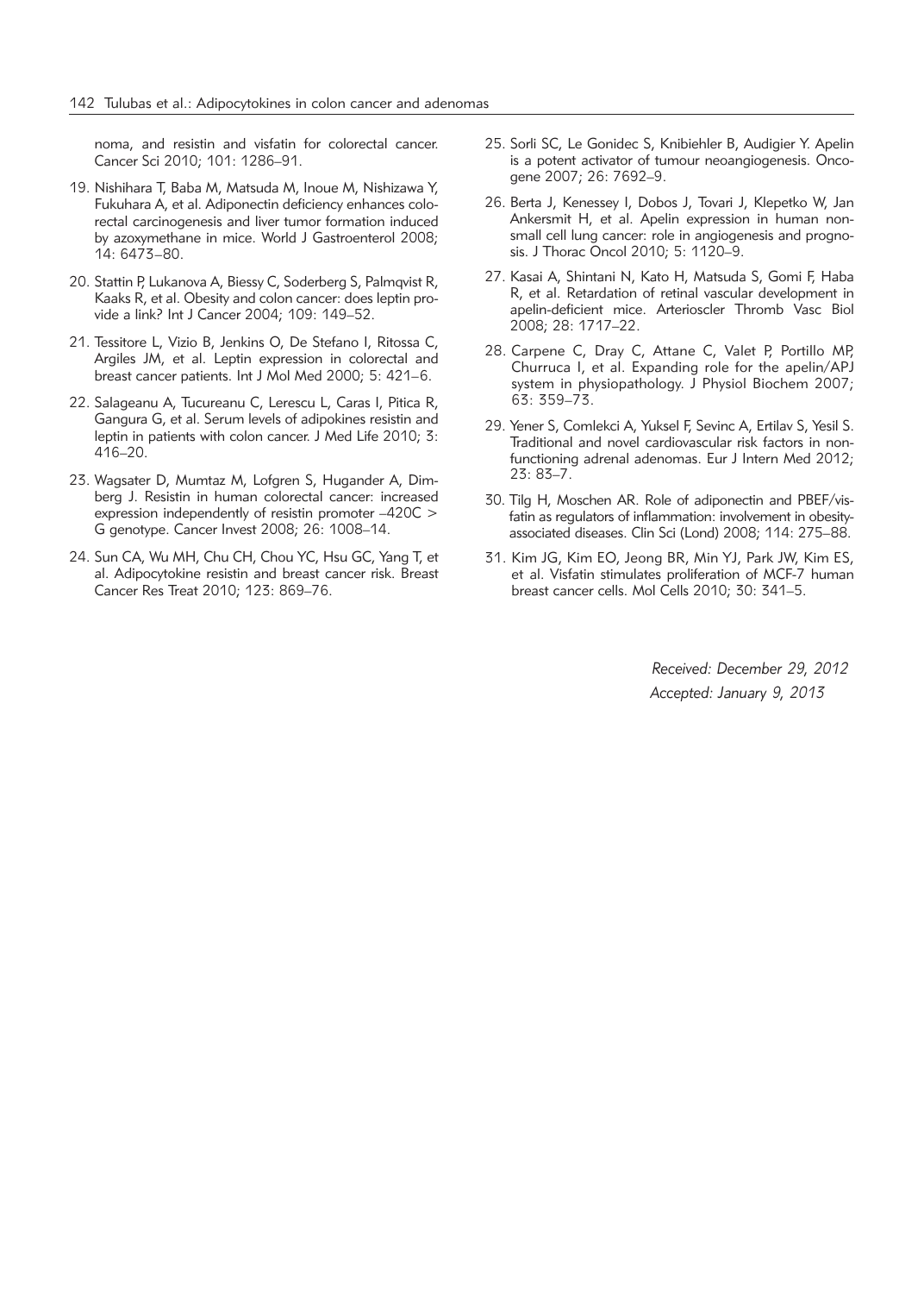noma, and resistin and visfatin for colorectal cancer. Cancer Sci 2010; 101: 1286–91.

19. Nishihara T, Baba M, Matsuda M, Inoue M, Nishizawa Y, Fukuhara A, et al. Adiponectin deficiency enhances colorectal carcinogenesis and liver tumor formation induced by azoxymethane in mice. World J Gastroenterol 2008; 14: 6473–80.
20. Stattin P, Lukanova A, Biessy C, Soderberg S, Palmqvist R, Kaaks R, et al. Obesity and colon cancer: does leptin provide a link? Int J Cancer 2004; 109: 149–52.
21. Tessitore L, Vizio B, Jenkins O, De Stefano I, Ritossa C, Argiles JM, et al. Leptin expression in colorectal and breast cancer patients. Int J Mol Med 2000; 5: 421–6.
22. Salageanu A, Tucureanu C, Lerescu L, Caras I, Pitica R, Gangura G, et al. Serum levels of adipokines resistin and leptin in patients with colon cancer. J Med Life 2010; 3: 416–20.
23. Wagsater D, Mumtaz M, Lofgren S, Hugander A, Dimberg J. Resistin in human colorectal cancer: increased expression independently of resistin promoter –420C > G genotype. Cancer Invest 2008; 26: 1008–14.
24. Sun CA, Wu MH, Chu CH, Chou YC, Hsu GC, Yang T, et al. Adipocytokine resistin and breast cancer risk. Breast Cancer Res Treat 2010; 123: 869–76.
25. Sorli SC, Le Gonidec S, Knibiehler B, Audigier Y. Apelin is a potent activator of tumour neoangiogenesis. Oncogene 2007; 26: 7692–9.
26. Berta J, Kenessey I, Dobos J, Tovari J, Klepetko W, Jan Ankersmit H, et al. Apelin expression in human non-small cell lung cancer: role in angiogenesis and prognosis. J Thorac Oncol 2010; 5: 1120–9.
27. Kasai A, Shintani N, Kato H, Matsuda S, Gomi F, Haba R, et al. Retardation of retinal vascular development in apelin-deficient mice. Arterioscler Thromb Vasc Biol 2008; 28: 1717–22.
28. Carpene C, Dray C, Attane C, Valet P, Portillo MP, Churruca I, et al. Expanding role for the apelin/APJ system in physiopathology. J Physiol Biochem 2007; 63: 359–73.
29. Yener S, Comlekci A, Yuksel F, Sevinc A, Ertilav S, Yesil S. Traditional and novel cardiovascular risk factors in non-functioning adrenal adenomas. Eur J Intern Med 2012; 23: 83–7.
30. Tilg H, Moschen AR. Role of adiponectin and PBEF/visfatin as regulators of inflammation: involvement in obesity-associated diseases. Clin Sci (Lond) 2008; 114: 275–88.
31. Kim JG, Kim EO, Jeong BR, Min YJ, Park JW, Kim ES, et al. Visfatin stimulates proliferation of MCF-7 human breast cancer cells. Mol Cells 2010; 30: 341–5.

*Received: December 29, 2012*
*Accepted: January 9, 2013*